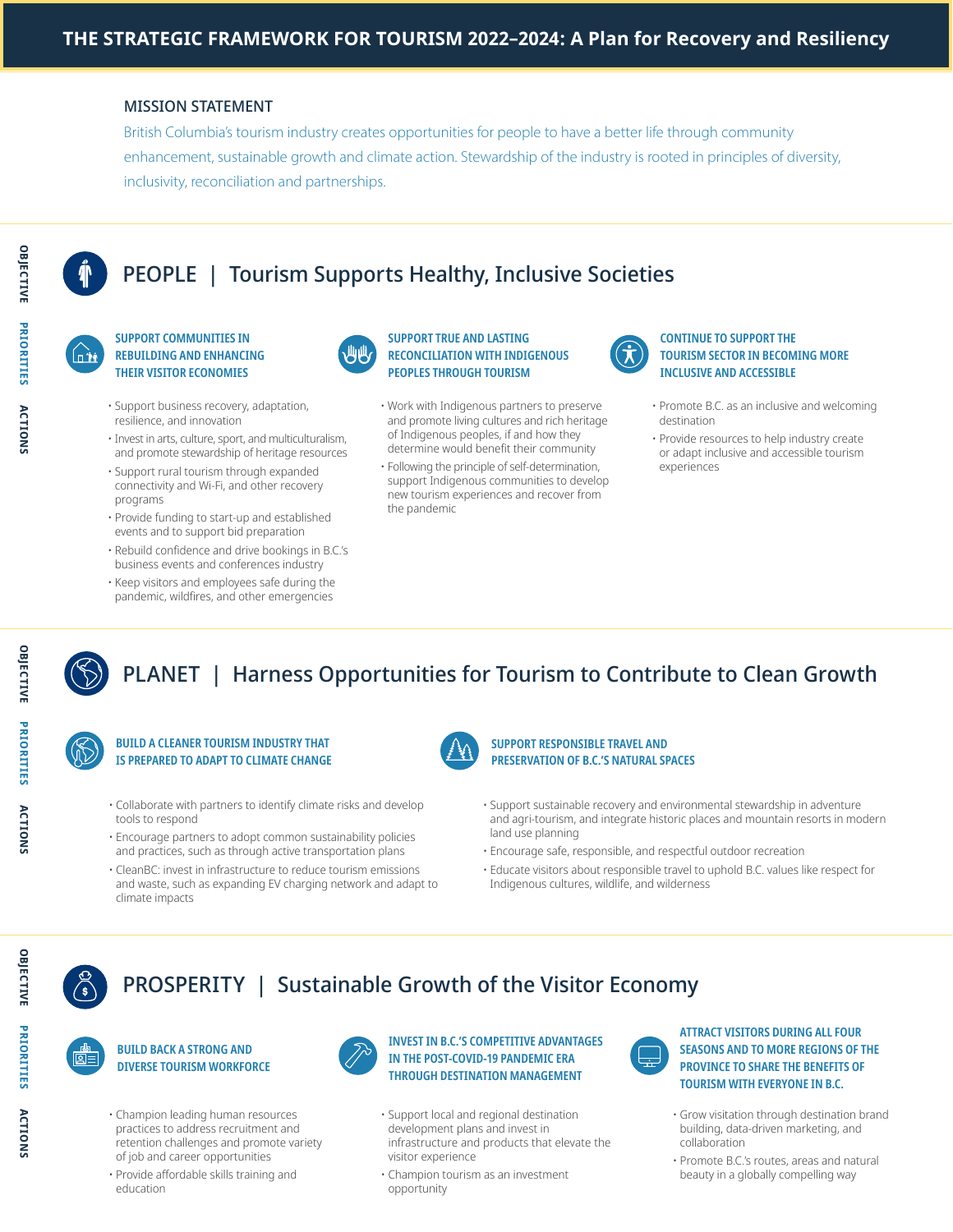# THE STRATEGIC FRAMEWORK FOR TOURISM 2022–2024: A Plan for Recovery and Resiliency

## MISSION STATEMENT

British Columbia's tourism industry creates opportunities for people to have a better life through community enhancement, sustainable growth and climate action. Stewardship of the industry is rooted in principles of diversity, inclusivity, reconciliation and partnerships.

## PEOPLE | Tourism Supports Healthy, Inclusive Societies

**OBJECTIVE** — PEOPLE | Tourism Supports Healthy, Inclusive Societies

**PRIORITIES / ACTIONS**

### SUPPORT COMMUNITIES IN REBUILDING AND ENHANCING THEIR VISITOR ECONOMIES

- Support business recovery, adaptation, resilience, and innovation
- Invest in arts, culture, sport, and multiculturalism, and promote stewardship of heritage resources
- Support rural tourism through expanded connectivity and Wi-Fi, and other recovery programs
- Provide funding to start-up and established events and to support bid preparation
- Rebuild confidence and drive bookings in B.C.'s business events and conferences industry
- Keep visitors and employees safe during the pandemic, wildfires, and other emergencies

### SUPPORT TRUE AND LASTING RECONCILIATION WITH INDIGENOUS PEOPLES THROUGH TOURISM

- Work with Indigenous partners to preserve and promote living cultures and rich heritage of Indigenous peoples, if and how they determine would benefit their community
- Following the principle of self-determination, support Indigenous communities to develop new tourism experiences and recover from the pandemic

### CONTINUE TO SUPPORT THE TOURISM SECTOR IN BECOMING MORE INCLUSIVE AND ACCESSIBLE

- Promote B.C. as an inclusive and welcoming destination
- Provide resources to help industry create or adapt inclusive and accessible tourism experiences

## PLANET | Harness Opportunities for Tourism to Contribute to Clean Growth

### BUILD A CLEANER TOURISM INDUSTRY THAT IS PREPARED TO ADAPT TO CLIMATE CHANGE

- Collaborate with partners to identify climate risks and develop tools to respond
- Encourage partners to adopt common sustainability policies and practices, such as through active transportation plans
- CleanBC: invest in infrastructure to reduce tourism emissions and waste, such as expanding EV charging network and adapt to climate impacts

### SUPPORT RESPONSIBLE TRAVEL AND PRESERVATION OF B.C.'S NATURAL SPACES

- Support sustainable recovery and environmental stewardship in adventure and agri-tourism, and integrate historic places and mountain resorts in modern land use planning
- Encourage safe, responsible, and respectful outdoor recreation
- Educate visitors about responsible travel to uphold B.C. values like respect for Indigenous cultures, wildlife, and wilderness

## PROSPERITY | Sustainable Growth of the Visitor Economy

### BUILD BACK A STRONG AND DIVERSE TOURISM WORKFORCE

- Champion leading human resources practices to address recruitment and retention challenges and promote variety of job and career opportunities
- Provide affordable skills training and education

### INVEST IN B.C.'S COMPETITIVE ADVANTAGES IN THE POST-COVID-19 PANDEMIC ERA THROUGH DESTINATION MANAGEMENT

- Support local and regional destination development plans and invest in infrastructure and products that elevate the visitor experience
- Champion tourism as an investment opportunity

### ATTRACT VISITORS DURING ALL FOUR SEASONS AND TO MORE REGIONS OF THE PROVINCE TO SHARE THE BENEFITS OF TOURISM WITH EVERYONE IN B.C.

- Grow visitation through destination brand building, data-driven marketing, and collaboration
- Promote B.C.'s routes, areas and natural beauty in a globally compelling way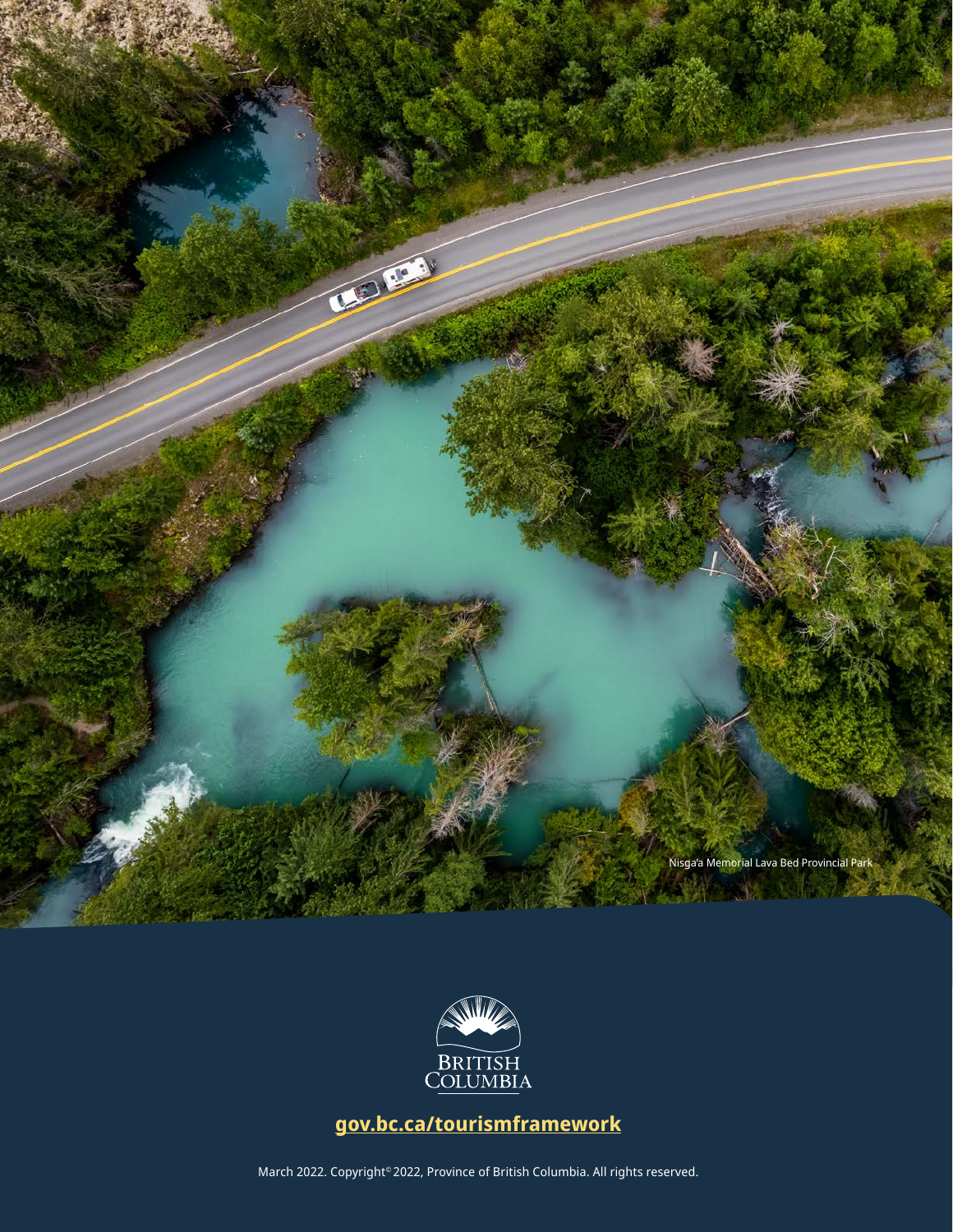Nisga'a Memorial Lava Bed Provincial Park

BRITISH COLUMBIA

**gov.bc.ca/tourismframework**

March 2022. Copyright© 2022, Province of British Columbia. All rights reserved.